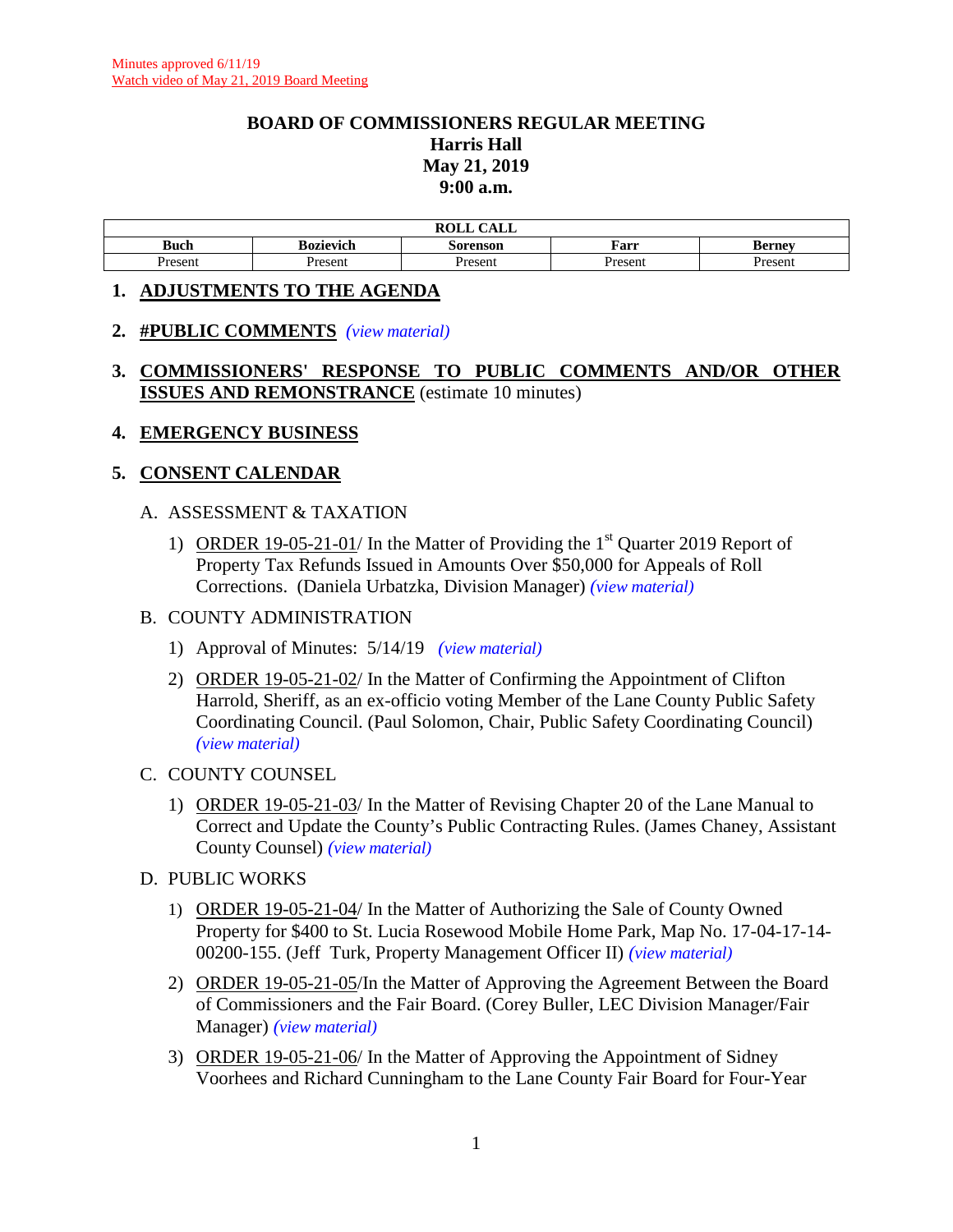Minutes approved 6/11/19
Watch video of May 21, 2019 Board Meeting

# BOARD OF COMMISSIONERS REGULAR MEETING
## Harris Hall
## May 21, 2019
## 9:00 a.m.

| ROLL CALL | | | | |
|---|---|---|---|---|
| **Buch** | **Bozievich** | **Sorenson** | **Farr** | **Berney** |
| Present | Present | Present | Present | Present |

1. **ADJUSTMENTS TO THE AGENDA**

2. **#PUBLIC COMMENTS** *(view material)*

3. **COMMISSIONERS' RESPONSE TO PUBLIC COMMENTS AND/OR OTHER ISSUES AND REMONSTRANCE** (estimate 10 minutes)

4. **EMERGENCY BUSINESS**

5. **CONSENT CALENDAR**

   A. ASSESSMENT & TAXATION

   1) ORDER 19-05-21-01/ In the Matter of Providing the 1st Quarter 2019 Report of Property Tax Refunds Issued in Amounts Over $50,000 for Appeals of Roll Corrections. (Daniela Urbatzka, Division Manager) *(view material)*

   B. COUNTY ADMINISTRATION

   1) Approval of Minutes: 5/14/19 *(view material)*

   2) ORDER 19-05-21-02/ In the Matter of Confirming the Appointment of Clifton Harrold, Sheriff, as an ex-officio voting Member of the Lane County Public Safety Coordinating Council. (Paul Solomon, Chair, Public Safety Coordinating Council) *(view material)*

   C. COUNTY COUNSEL

   1) ORDER 19-05-21-03/ In the Matter of Revising Chapter 20 of the Lane Manual to Correct and Update the County's Public Contracting Rules. (James Chaney, Assistant County Counsel) *(view material)*

   D. PUBLIC WORKS

   1) ORDER 19-05-21-04/ In the Matter of Authorizing the Sale of County Owned Property for $400 to St. Lucia Rosewood Mobile Home Park, Map No. 17-04-17-14-00200-155. (Jeff Turk, Property Management Officer II) *(view material)*

   2) ORDER 19-05-21-05/In the Matter of Approving the Agreement Between the Board of Commissioners and the Fair Board. (Corey Buller, LEC Division Manager/Fair Manager) *(view material)*

   3) ORDER 19-05-21-06/ In the Matter of Approving the Appointment of Sidney Voorhees and Richard Cunningham to the Lane County Fair Board for Four-Year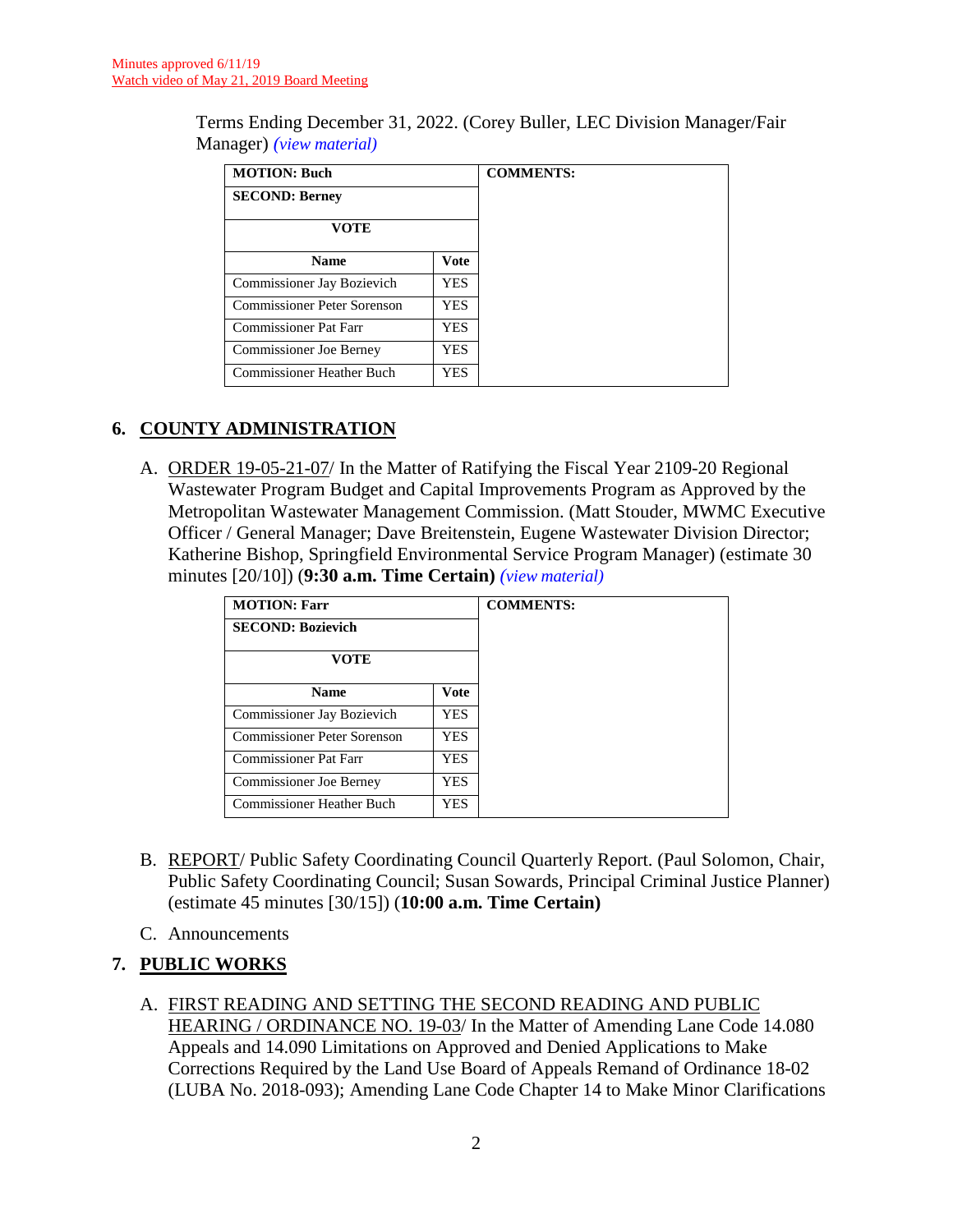Minutes approved 6/11/19
Watch video of May 21, 2019 Board Meeting

Terms Ending December 31, 2022. (Corey Buller, LEC Division Manager/Fair Manager) *(view material)*

| **MOTION: Buch** | | **COMMENTS:** |
|---|---|---|
| **SECOND: Berney** | | |
| **VOTE** | | |
| **Name** | **Vote** | |
| Commissioner Jay Bozievich | YES | |
| Commissioner Peter Sorenson | YES | |
| Commissioner Pat Farr | YES | |
| Commissioner Joe Berney | YES | |
| Commissioner Heather Buch | YES | |

## 6. COUNTY ADMINISTRATION

A. ORDER 19-05-21-07/ In the Matter of Ratifying the Fiscal Year 2109-20 Regional Wastewater Program Budget and Capital Improvements Program as Approved by the Metropolitan Wastewater Management Commission. (Matt Stouder, MWMC Executive Officer / General Manager; Dave Breitenstein, Eugene Wastewater Division Director; Katherine Bishop, Springfield Environmental Service Program Manager) (estimate 30 minutes [20/10]) (**9:30 a.m. Time Certain)** *(view material)*

| **MOTION: Farr** | | **COMMENTS:** |
|---|---|---|
| **SECOND: Bozievich** | | |
| **VOTE** | | |
| **Name** | **Vote** | |
| Commissioner Jay Bozievich | YES | |
| Commissioner Peter Sorenson | YES | |
| Commissioner Pat Farr | YES | |
| Commissioner Joe Berney | YES | |
| Commissioner Heather Buch | YES | |

B. REPORT/ Public Safety Coordinating Council Quarterly Report. (Paul Solomon, Chair, Public Safety Coordinating Council; Susan Sowards, Principal Criminal Justice Planner) (estimate 45 minutes [30/15]) (**10:00 a.m. Time Certain)**

C. Announcements

## 7. PUBLIC WORKS

A. FIRST READING AND SETTING THE SECOND READING AND PUBLIC HEARING / ORDINANCE NO. 19-03/ In the Matter of Amending Lane Code 14.080 Appeals and 14.090 Limitations on Approved and Denied Applications to Make Corrections Required by the Land Use Board of Appeals Remand of Ordinance 18-02 (LUBA No. 2018-093); Amending Lane Code Chapter 14 to Make Minor Clarifications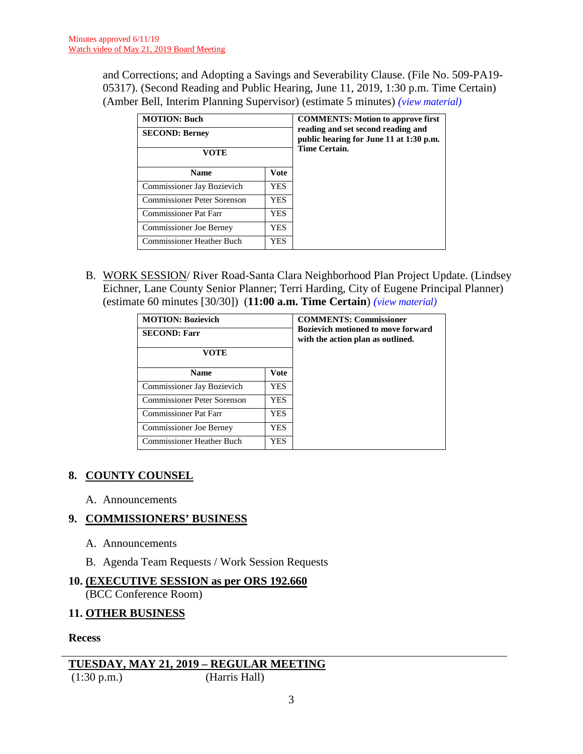Minutes approved 6/11/19
Watch video of May 21, 2019 Board Meeting

and Corrections; and Adopting a Savings and Severability Clause. (File No. 509-PA19-05317). (Second Reading and Public Hearing, June 11, 2019, 1:30 p.m. Time Certain) (Amber Bell, Interim Planning Supervisor) (estimate 5 minutes) *(view material)*

| **MOTION: Buch** | | **COMMENTS: Motion to approve first reading and set second reading and public hearing for June 11 at 1:30 p.m. Time Certain.** |
|---|---|---|
| **SECOND: Berney** | | |
| **VOTE** | | |
| **Name** | **Vote** | |
| Commissioner Jay Bozievich | YES | |
| Commissioner Peter Sorenson | YES | |
| Commissioner Pat Farr | YES | |
| Commissioner Joe Berney | YES | |
| Commissioner Heather Buch | YES | |

B. WORK SESSION/ River Road-Santa Clara Neighborhood Plan Project Update. (Lindsey Eichner, Lane County Senior Planner; Terri Harding, City of Eugene Principal Planner) (estimate 60 minutes [30/30]) (**11:00 a.m. Time Certain**) *(view material)*

| **MOTION: Bozievich** | | **COMMENTS: Commissioner Bozievich motioned to move forward with the action plan as outlined.** |
|---|---|---|
| **SECOND: Farr** | | |
| **VOTE** | | |
| **Name** | **Vote** | |
| Commissioner Jay Bozievich | YES | |
| Commissioner Peter Sorenson | YES | |
| Commissioner Pat Farr | YES | |
| Commissioner Joe Berney | YES | |
| Commissioner Heather Buch | YES | |

## 8. COUNTY COUNSEL

A. Announcements

## 9. COMMISSIONERS' BUSINESS

A. Announcements

B. Agenda Team Requests / Work Session Requests

## 10. (EXECUTIVE SESSION as per ORS 192.660

(BCC Conference Room)

## 11. OTHER BUSINESS

**Recess**

---

**TUESDAY, MAY 21, 2019 – REGULAR MEETING**

(1:30 p.m.) (Harris Hall)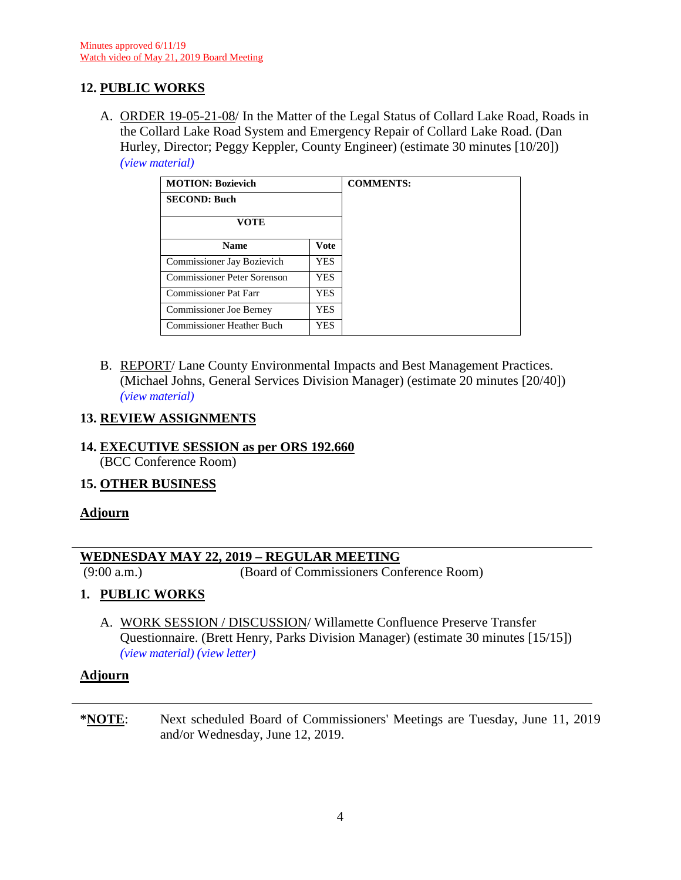Minutes approved 6/11/19
Watch video of May 21, 2019 Board Meeting

## 12. PUBLIC WORKS

A. ORDER 19-05-21-08/ In the Matter of the Legal Status of Collard Lake Road, Roads in the Collard Lake Road System and Emergency Repair of Collard Lake Road. (Dan Hurley, Director; Peggy Keppler, County Engineer) (estimate 30 minutes [10/20]) *(view material)*

| MOTION: Bozievich | | COMMENTS: |
|---|---|---|
| SECOND: Buch | | |
| VOTE | | |
| Name | Vote | |
| Commissioner Jay Bozievich | YES | |
| Commissioner Peter Sorenson | YES | |
| Commissioner Pat Farr | YES | |
| Commissioner Joe Berney | YES | |
| Commissioner Heather Buch | YES | |

B. REPORT/ Lane County Environmental Impacts and Best Management Practices. (Michael Johns, General Services Division Manager) (estimate 20 minutes [20/40]) *(view material)*

## 13. REVIEW ASSIGNMENTS

## 14. EXECUTIVE SESSION as per ORS 192.660

(BCC Conference Room)

## 15. OTHER BUSINESS

## Adjourn

---

## WEDNESDAY MAY 22, 2019 – REGULAR MEETING

(9:00 a.m.) (Board of Commissioners Conference Room)

## 1. PUBLIC WORKS

A. WORK SESSION / DISCUSSION/ Willamette Confluence Preserve Transfer Questionnaire. (Brett Henry, Parks Division Manager) (estimate 30 minutes [15/15]) *(view material) (view letter)*

## Adjourn

---

***NOTE**: Next scheduled Board of Commissioners' Meetings are Tuesday, June 11, 2019 and/or Wednesday, June 12, 2019.